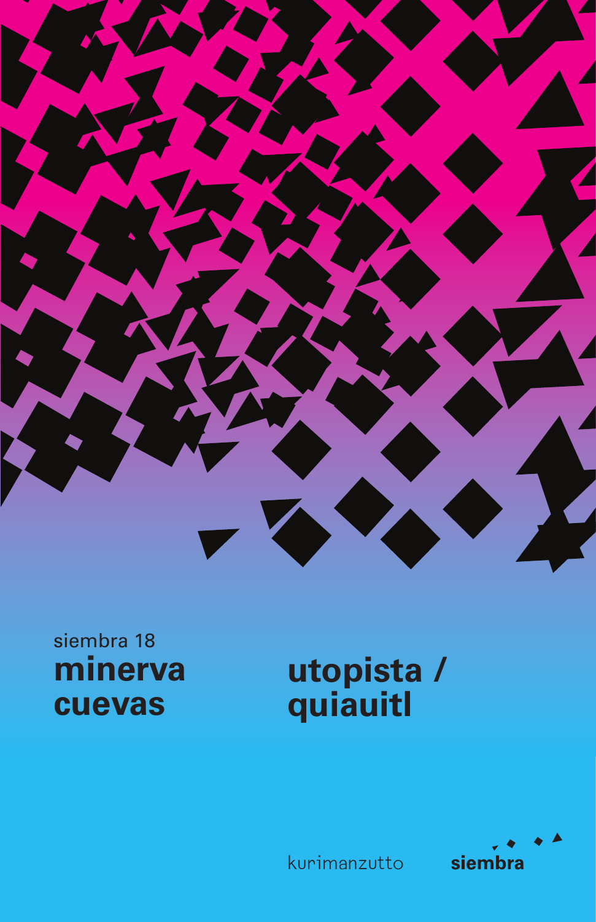siembra 18

**minerva cuevas**

# utopista / quiauitl

kurimanzutto

**siembra**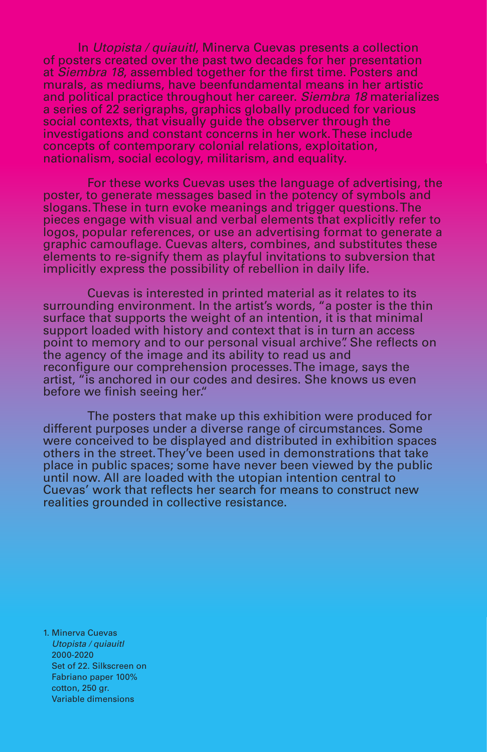In *Utopista / quiauitl*, Minerva Cuevas presents a collection of posters created over the past two decades for her presentation at *Siembra 18*, assembled together for the first time. Posters and murals, as mediums, have beenfundamental means in her artistic and political practice throughout her career. *Siembra 18* materializes a series of 22 serigraphs, graphics globally produced for various social contexts, that visually guide the observer through the investigations and constant concerns in her work. These include concepts of contemporary colonial relations, exploitation, nationalism, social ecology, militarism, and equality.

For these works Cuevas uses the language of advertising, the poster, to generate messages based in the potency of symbols and slogans. These in turn evoke meanings and trigger questions. The pieces engage with visual and verbal elements that explicitly refer to logos, popular references, or use an advertising format to generate a graphic camouflage. Cuevas alters, combines, and substitutes these elements to re-signify them as playful invitations to subversion that implicitly express the possibility of rebellion in daily life.

Cuevas is interested in printed material as it relates to its surrounding environment. In the artist's words, "a poster is the thin surface that supports the weight of an intention, it is that minimal support loaded with history and context that is in turn an access point to memory and to our personal visual archive". She reflects on the agency of the image and its ability to read us and reconfigure our comprehension processes. The image, says the artist, "is anchored in our codes and desires. She knows us even before we finish seeing her."

The posters that make up this exhibition were produced for different purposes under a diverse range of circumstances. Some were conceived to be displayed and distributed in exhibition spaces others in the street. They've been used in demonstrations that take place in public spaces; some have never been viewed by the public until now. All are loaded with the utopian intention central to Cuevas' work that reflects her search for means to construct new realities grounded in collective resistance.

1. Minerva Cuevas
   *Utopista / quiauitl*
   2000-2020
   Set of 22. Silkscreen on Fabriano paper 100% cotton, 250 gr.
   Variable dimensions